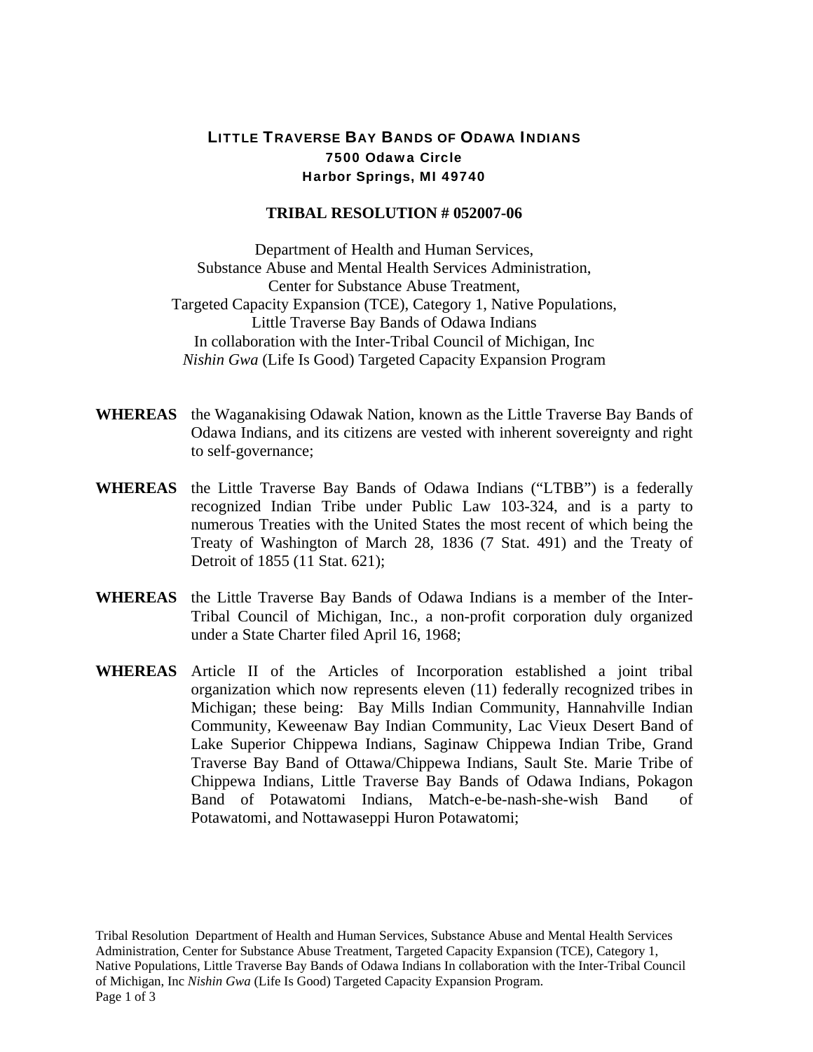# LITTLE TRAVERSE BAY BANDS OF ODAWA INDIANS

**7500 Odawa Circle**
**Harbor Springs, MI 49740**

## TRIBAL RESOLUTION # 052007-06

Department of Health and Human Services,
Substance Abuse and Mental Health Services Administration,
Center for Substance Abuse Treatment,
Targeted Capacity Expansion (TCE), Category 1, Native Populations,
Little Traverse Bay Bands of Odawa Indians
In collaboration with the Inter-Tribal Council of Michigan, Inc
*Nishin Gwa* (Life Is Good) Targeted Capacity Expansion Program

**WHEREAS** the Waganakising Odawak Nation, known as the Little Traverse Bay Bands of Odawa Indians, and its citizens are vested with inherent sovereignty and right to self-governance;

**WHEREAS** the Little Traverse Bay Bands of Odawa Indians ("LTBB") is a federally recognized Indian Tribe under Public Law 103-324, and is a party to numerous Treaties with the United States the most recent of which being the Treaty of Washington of March 28, 1836 (7 Stat. 491) and the Treaty of Detroit of 1855 (11 Stat. 621);

**WHEREAS** the Little Traverse Bay Bands of Odawa Indians is a member of the Inter-Tribal Council of Michigan, Inc., a non-profit corporation duly organized under a State Charter filed April 16, 1968;

**WHEREAS** Article II of the Articles of Incorporation established a joint tribal organization which now represents eleven (11) federally recognized tribes in Michigan; these being: Bay Mills Indian Community, Hannahville Indian Community, Keweenaw Bay Indian Community, Lac Vieux Desert Band of Lake Superior Chippewa Indians, Saginaw Chippewa Indian Tribe, Grand Traverse Bay Band of Ottawa/Chippewa Indians, Sault Ste. Marie Tribe of Chippewa Indians, Little Traverse Bay Bands of Odawa Indians, Pokagon Band of Potawatomi Indians, Match-e-be-nash-she-wish Band of Potawatomi, and Nottawaseppi Huron Potawatomi;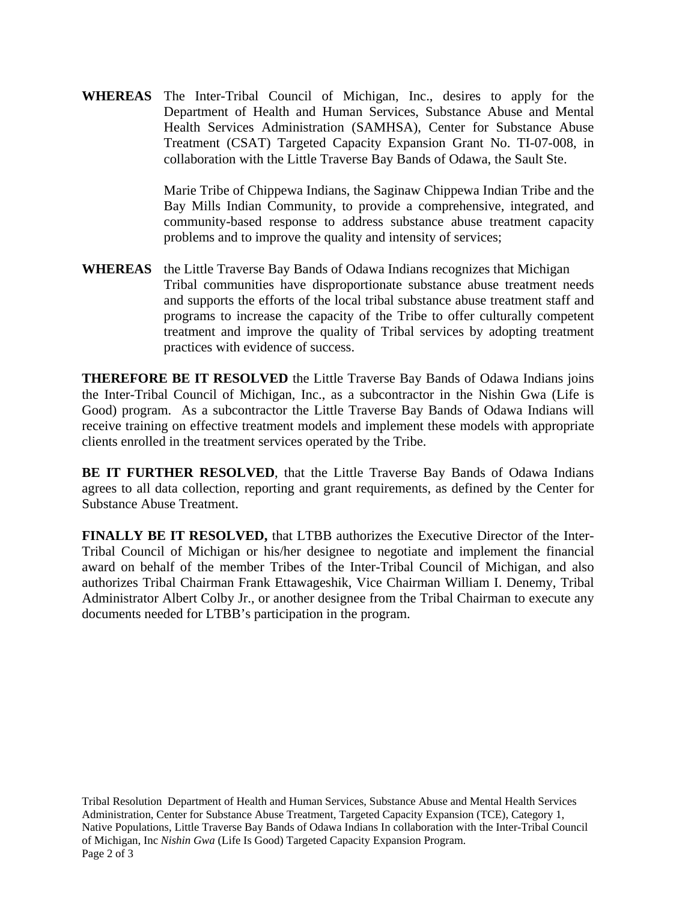**WHEREAS** The Inter-Tribal Council of Michigan, Inc., desires to apply for the Department of Health and Human Services, Substance Abuse and Mental Health Services Administration (SAMHSA), Center for Substance Abuse Treatment (CSAT) Targeted Capacity Expansion Grant No. TI-07-008, in collaboration with the Little Traverse Bay Bands of Odawa, the Sault Ste.

Marie Tribe of Chippewa Indians, the Saginaw Chippewa Indian Tribe and the Bay Mills Indian Community, to provide a comprehensive, integrated, and community-based response to address substance abuse treatment capacity problems and to improve the quality and intensity of services;

**WHEREAS** the Little Traverse Bay Bands of Odawa Indians recognizes that Michigan Tribal communities have disproportionate substance abuse treatment needs and supports the efforts of the local tribal substance abuse treatment staff and programs to increase the capacity of the Tribe to offer culturally competent treatment and improve the quality of Tribal services by adopting treatment practices with evidence of success.

**THEREFORE BE IT RESOLVED** the Little Traverse Bay Bands of Odawa Indians joins the Inter-Tribal Council of Michigan, Inc., as a subcontractor in the Nishin Gwa (Life is Good) program. As a subcontractor the Little Traverse Bay Bands of Odawa Indians will receive training on effective treatment models and implement these models with appropriate clients enrolled in the treatment services operated by the Tribe.

**BE IT FURTHER RESOLVED**, that the Little Traverse Bay Bands of Odawa Indians agrees to all data collection, reporting and grant requirements, as defined by the Center for Substance Abuse Treatment.

**FINALLY BE IT RESOLVED,** that LTBB authorizes the Executive Director of the Inter-Tribal Council of Michigan or his/her designee to negotiate and implement the financial award on behalf of the member Tribes of the Inter-Tribal Council of Michigan, and also authorizes Tribal Chairman Frank Ettawageshik, Vice Chairman William I. Denemy, Tribal Administrator Albert Colby Jr., or another designee from the Tribal Chairman to execute any documents needed for LTBB's participation in the program.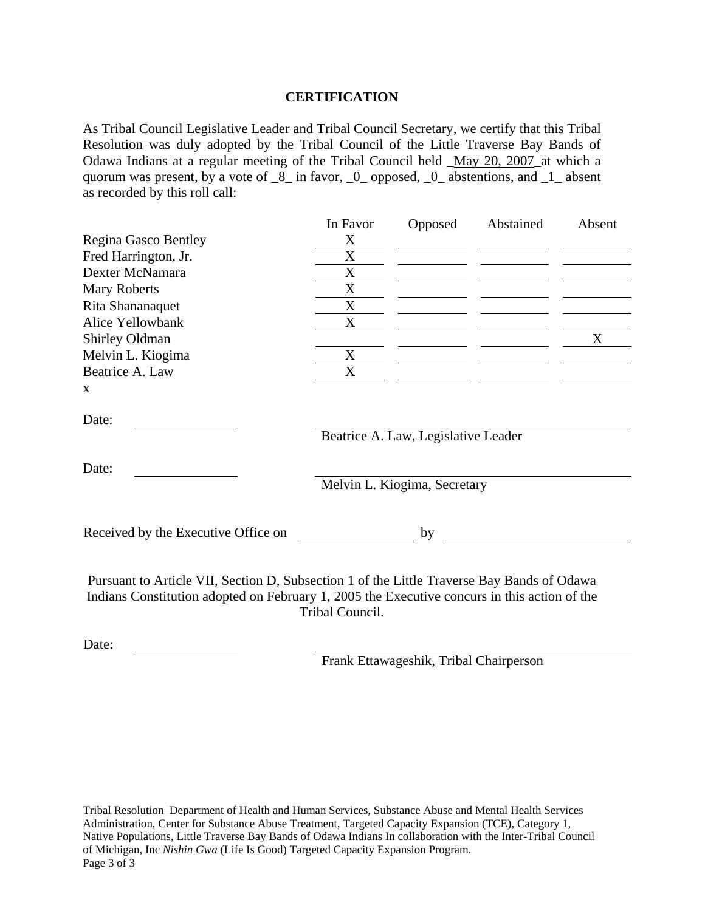## CERTIFICATION

As Tribal Council Legislative Leader and Tribal Council Secretary, we certify that this Tribal Resolution was duly adopted by the Tribal Council of the Little Traverse Bay Bands of Odawa Indians at a regular meeting of the Tribal Council held _May 20, 2007_ at which a quorum was present, by a vote of _8_ in favor, _0_ opposed, _0_ abstentions, and _1_ absent as recorded by this roll call:

| | In Favor | Opposed | Abstained | Absent |
|---|---|---|---|---|
| Regina Gasco Bentley | X | | | |
| Fred Harrington, Jr. | X | | | |
| Dexter McNamara | X | | | |
| Mary Roberts | X | | | |
| Rita Shananaquet | X | | | |
| Alice Yellowbank | X | | | |
| Shirley Oldman | | | | X |
| Melvin L. Kiogima | X | | | |
| Beatrice A. Law | X | | | |

x

Date: ______________ ________________________________
Beatrice A. Law, Legislative Leader

Date: ______________ ________________________________
Melvin L. Kiogima, Secretary

Received by the Executive Office on ______________ by ______________________

Pursuant to Article VII, Section D, Subsection 1 of the Little Traverse Bay Bands of Odawa Indians Constitution adopted on February 1, 2005 the Executive concurs in this action of the Tribal Council.

Date: ______________ ________________________________
Frank Ettawageshik, Tribal Chairperson

Tribal Resolution Department of Health and Human Services, Substance Abuse and Mental Health Services Administration, Center for Substance Abuse Treatment, Targeted Capacity Expansion (TCE), Category 1, Native Populations, Little Traverse Bay Bands of Odawa Indians In collaboration with the Inter-Tribal Council of Michigan, Inc *Nishin Gwa* (Life Is Good) Targeted Capacity Expansion Program.